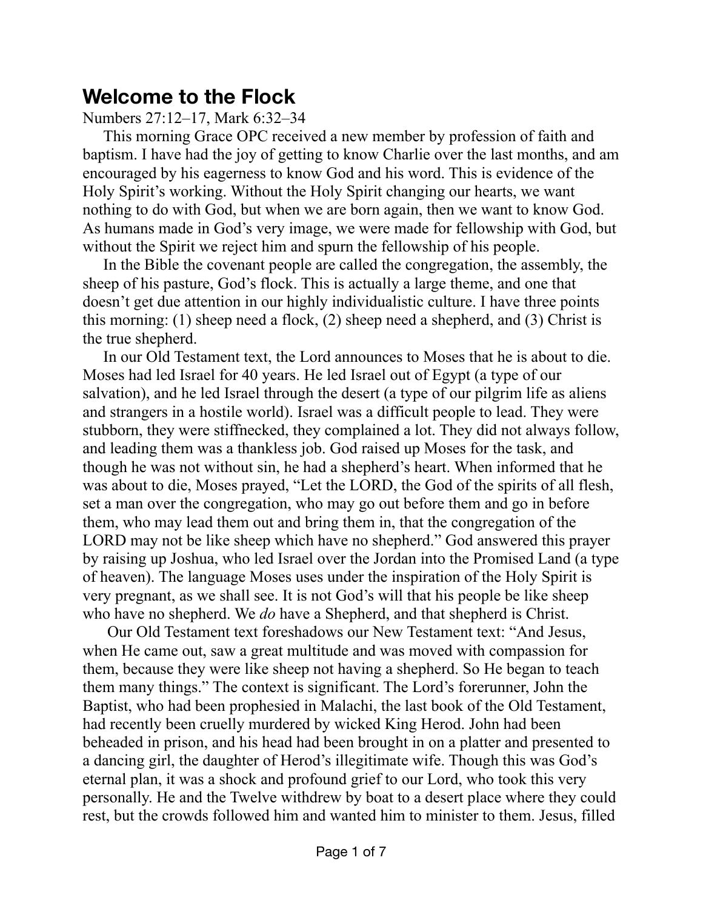## Welcome to the Flock

Numbers 27:12–17, Mark 6:32–34

This morning Grace OPC received a new member by profession of faith and baptism. I have had the joy of getting to know Charlie over the last months, and am encouraged by his eagerness to know God and his word. This is evidence of the Holy Spirit's working. Without the Holy Spirit changing our hearts, we want nothing to do with God, but when we are born again, then we want to know God. As humans made in God's very image, we were made for fellowship with God, but without the Spirit we reject him and spurn the fellowship of his people.

In the Bible the covenant people are called the congregation, the assembly, the sheep of his pasture, God's flock. This is actually a large theme, and one that doesn't get due attention in our highly individualistic culture. I have three points this morning: (1) sheep need a flock, (2) sheep need a shepherd, and (3) Christ is the true shepherd.

In our Old Testament text, the Lord announces to Moses that he is about to die. Moses had led Israel for 40 years. He led Israel out of Egypt (a type of our salvation), and he led Israel through the desert (a type of our pilgrim life as aliens and strangers in a hostile world). Israel was a difficult people to lead. They were stubborn, they were stiffnecked, they complained a lot. They did not always follow, and leading them was a thankless job. God raised up Moses for the task, and though he was not without sin, he had a shepherd's heart. When informed that he was about to die, Moses prayed, "Let the LORD, the God of the spirits of all flesh, set a man over the congregation, who may go out before them and go in before them, who may lead them out and bring them in, that the congregation of the LORD may not be like sheep which have no shepherd." God answered this prayer by raising up Joshua, who led Israel over the Jordan into the Promised Land (a type of heaven). The language Moses uses under the inspiration of the Holy Spirit is very pregnant, as we shall see. It is not God's will that his people be like sheep who have no shepherd. We *do* have a Shepherd, and that shepherd is Christ.

Our Old Testament text foreshadows our New Testament text: "And Jesus, when He came out, saw a great multitude and was moved with compassion for them, because they were like sheep not having a shepherd. So He began to teach them many things." The context is significant. The Lord's forerunner, John the Baptist, who had been prophesied in Malachi, the last book of the Old Testament, had recently been cruelly murdered by wicked King Herod. John had been beheaded in prison, and his head had been brought in on a platter and presented to a dancing girl, the daughter of Herod's illegitimate wife. Though this was God's eternal plan, it was a shock and profound grief to our Lord, who took this very personally. He and the Twelve withdrew by boat to a desert place where they could rest, but the crowds followed him and wanted him to minister to them. Jesus, filled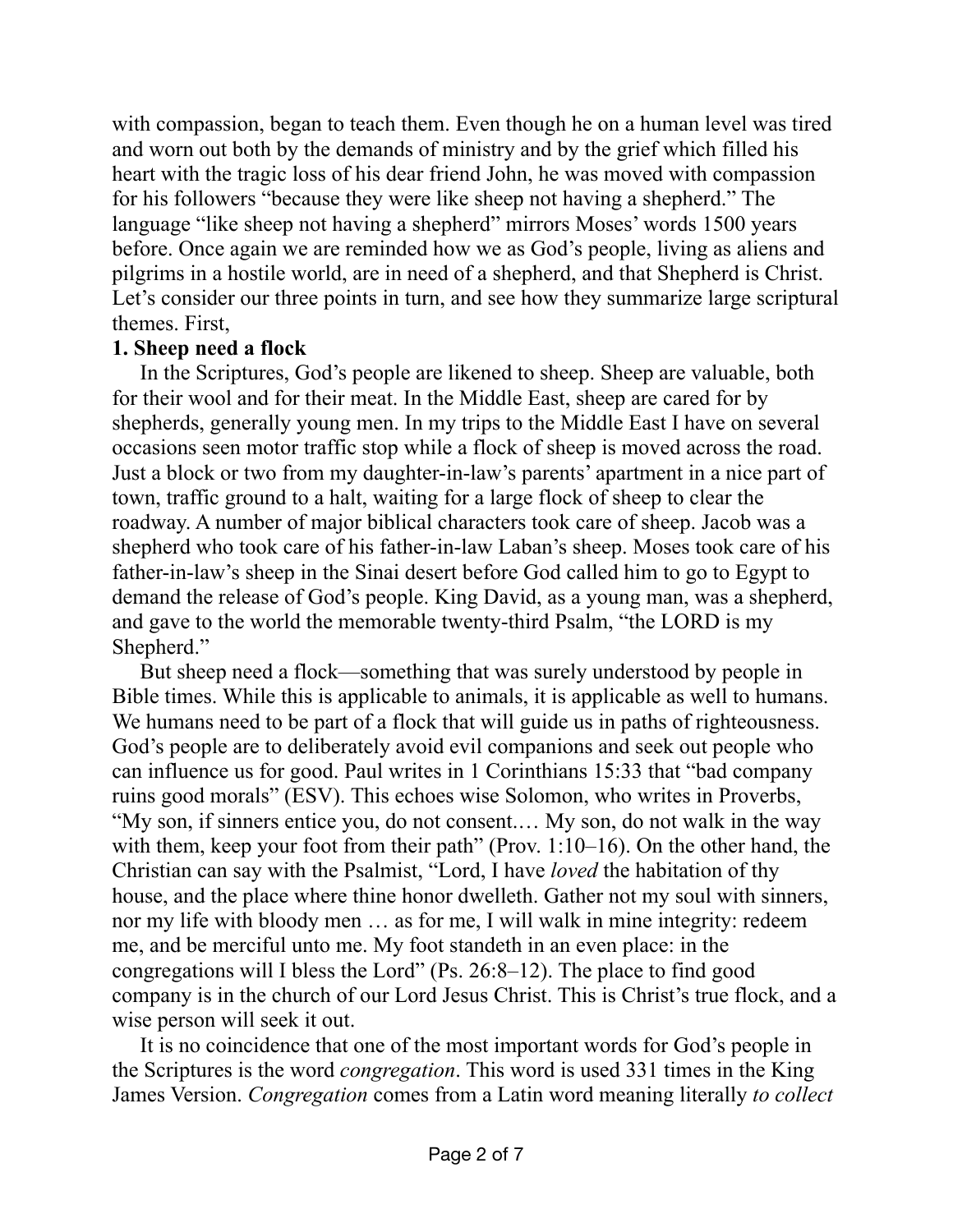with compassion, began to teach them. Even though he on a human level was tired and worn out both by the demands of ministry and by the grief which filled his heart with the tragic loss of his dear friend John, he was moved with compassion for his followers "because they were like sheep not having a shepherd." The language "like sheep not having a shepherd" mirrors Moses' words 1500 years before. Once again we are reminded how we as God's people, living as aliens and pilgrims in a hostile world, are in need of a shepherd, and that Shepherd is Christ. Let's consider our three points in turn, and see how they summarize large scriptural themes. First,

**1. Sheep need a flock**

In the Scriptures, God's people are likened to sheep. Sheep are valuable, both for their wool and for their meat. In the Middle East, sheep are cared for by shepherds, generally young men. In my trips to the Middle East I have on several occasions seen motor traffic stop while a flock of sheep is moved across the road. Just a block or two from my daughter-in-law's parents' apartment in a nice part of town, traffic ground to a halt, waiting for a large flock of sheep to clear the roadway. A number of major biblical characters took care of sheep. Jacob was a shepherd who took care of his father-in-law Laban's sheep. Moses took care of his father-in-law's sheep in the Sinai desert before God called him to go to Egypt to demand the release of God's people. King David, as a young man, was a shepherd, and gave to the world the memorable twenty-third Psalm, "the LORD is my Shepherd."

But sheep need a flock—something that was surely understood by people in Bible times. While this is applicable to animals, it is applicable as well to humans. We humans need to be part of a flock that will guide us in paths of righteousness. God's people are to deliberately avoid evil companions and seek out people who can influence us for good. Paul writes in 1 Corinthians 15:33 that "bad company ruins good morals" (ESV). This echoes wise Solomon, who writes in Proverbs, "My son, if sinners entice you, do not consent.… My son, do not walk in the way with them, keep your foot from their path" (Prov. 1:10–16). On the other hand, the Christian can say with the Psalmist, "Lord, I have *loved* the habitation of thy house, and the place where thine honor dwelleth. Gather not my soul with sinners, nor my life with bloody men … as for me, I will walk in mine integrity: redeem me, and be merciful unto me. My foot standeth in an even place: in the congregations will I bless the Lord" (Ps. 26:8–12). The place to find good company is in the church of our Lord Jesus Christ. This is Christ's true flock, and a wise person will seek it out.

It is no coincidence that one of the most important words for God's people in the Scriptures is the word *congregation*. This word is used 331 times in the King James Version. *Congregation* comes from a Latin word meaning literally *to collect*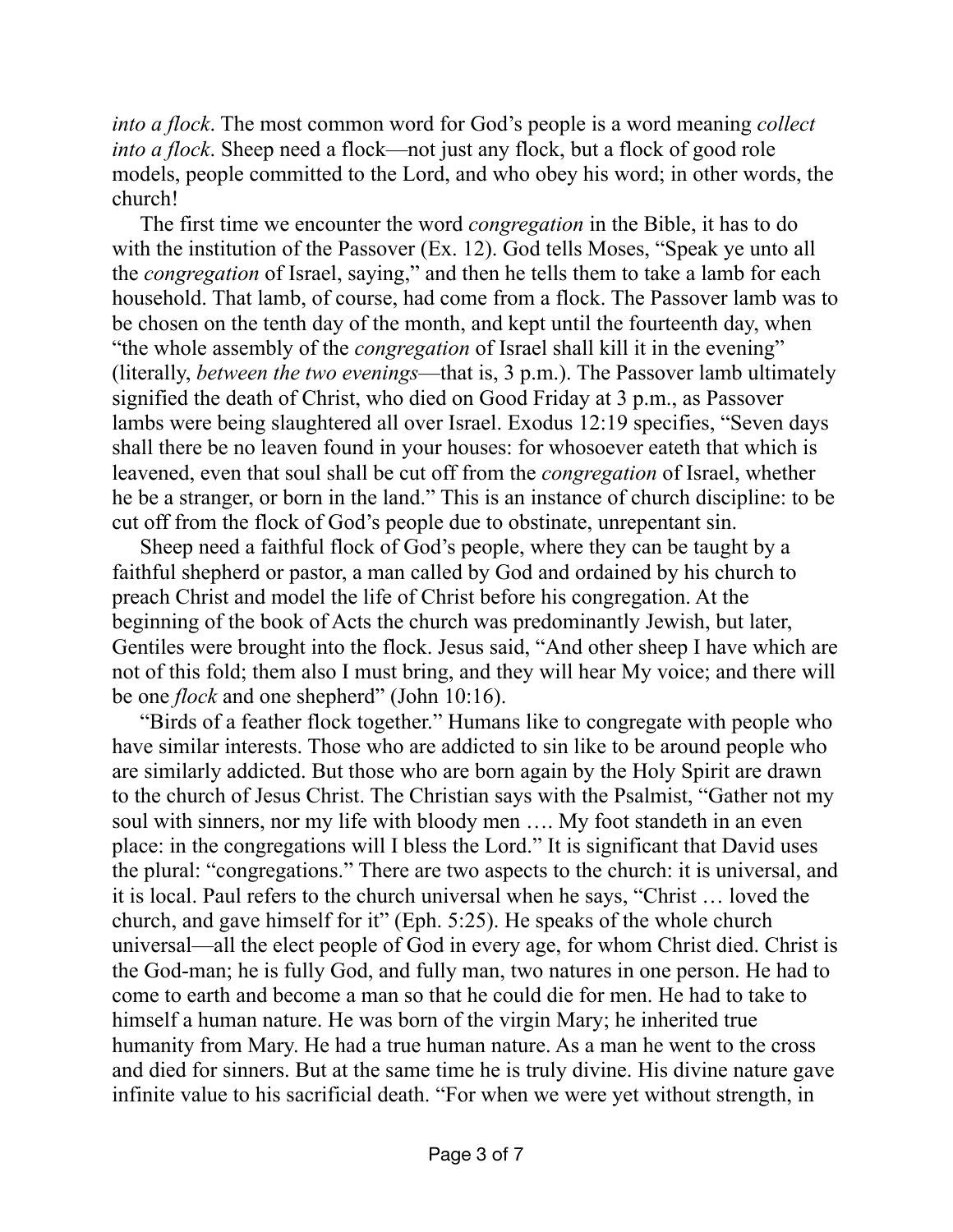*into a flock*. The most common word for God's people is a word meaning *collect into a flock*. Sheep need a flock—not just any flock, but a flock of good role models, people committed to the Lord, and who obey his word; in other words, the church!

The first time we encounter the word *congregation* in the Bible, it has to do with the institution of the Passover (Ex. 12). God tells Moses, "Speak ye unto all the *congregation* of Israel, saying," and then he tells them to take a lamb for each household. That lamb, of course, had come from a flock. The Passover lamb was to be chosen on the tenth day of the month, and kept until the fourteenth day, when "the whole assembly of the *congregation* of Israel shall kill it in the evening" (literally, *between the two evenings*—that is, 3 p.m.). The Passover lamb ultimately signified the death of Christ, who died on Good Friday at 3 p.m., as Passover lambs were being slaughtered all over Israel. Exodus 12:19 specifies, "Seven days shall there be no leaven found in your houses: for whosoever eateth that which is leavened, even that soul shall be cut off from the *congregation* of Israel, whether he be a stranger, or born in the land." This is an instance of church discipline: to be cut off from the flock of God's people due to obstinate, unrepentant sin.

Sheep need a faithful flock of God's people, where they can be taught by a faithful shepherd or pastor, a man called by God and ordained by his church to preach Christ and model the life of Christ before his congregation. At the beginning of the book of Acts the church was predominantly Jewish, but later, Gentiles were brought into the flock. Jesus said, "And other sheep I have which are not of this fold; them also I must bring, and they will hear My voice; and there will be one *flock* and one shepherd" (John 10:16).

"Birds of a feather flock together." Humans like to congregate with people who have similar interests. Those who are addicted to sin like to be around people who are similarly addicted. But those who are born again by the Holy Spirit are drawn to the church of Jesus Christ. The Christian says with the Psalmist, "Gather not my soul with sinners, nor my life with bloody men …. My foot standeth in an even place: in the congregations will I bless the Lord." It is significant that David uses the plural: "congregations." There are two aspects to the church: it is universal, and it is local. Paul refers to the church universal when he says, "Christ … loved the church, and gave himself for it" (Eph. 5:25). He speaks of the whole church universal—all the elect people of God in every age, for whom Christ died. Christ is the God-man; he is fully God, and fully man, two natures in one person. He had to come to earth and become a man so that he could die for men. He had to take to himself a human nature. He was born of the virgin Mary; he inherited true humanity from Mary. He had a true human nature. As a man he went to the cross and died for sinners. But at the same time he is truly divine. His divine nature gave infinite value to his sacrificial death. "For when we were yet without strength, in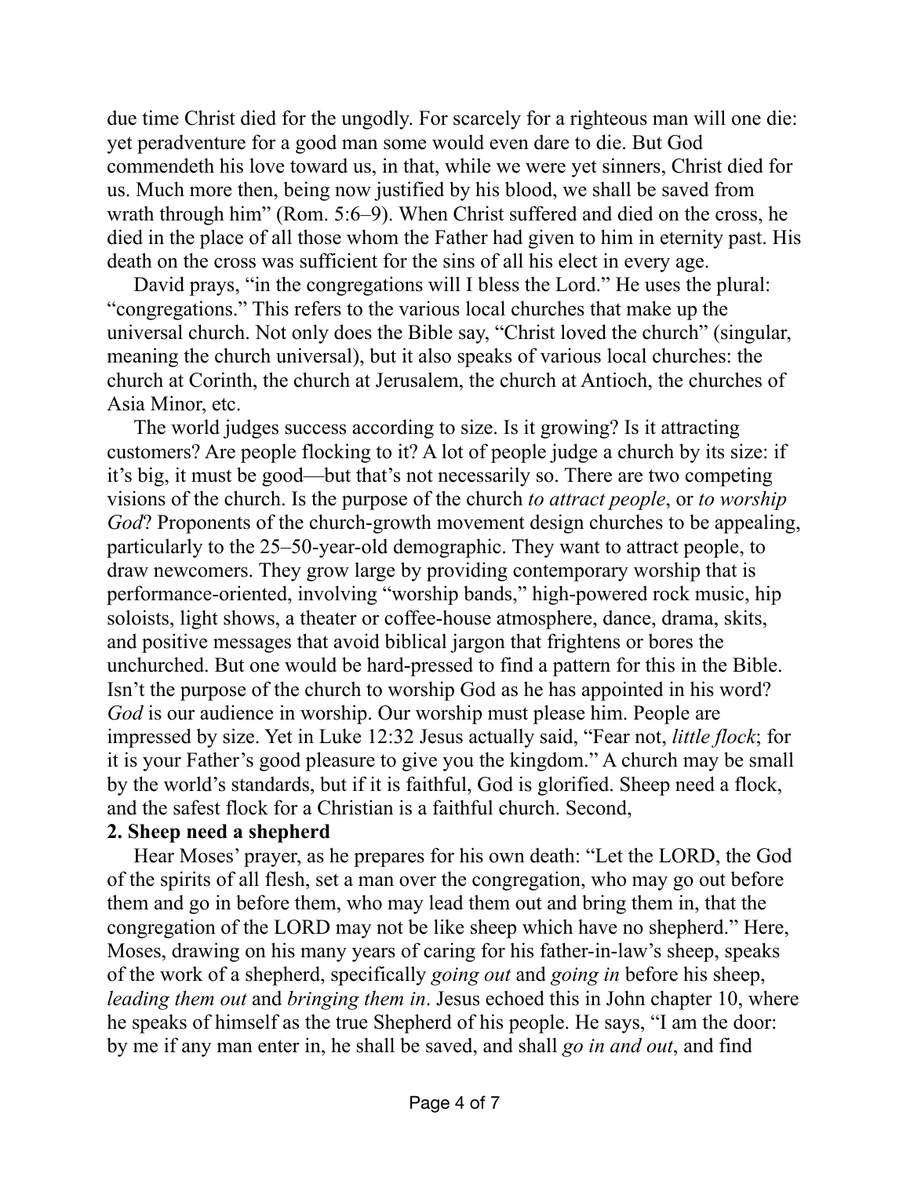due time Christ died for the ungodly. For scarcely for a righteous man will one die: yet peradventure for a good man some would even dare to die. But God commendeth his love toward us, in that, while we were yet sinners, Christ died for us. Much more then, being now justified by his blood, we shall be saved from wrath through him" (Rom. 5:6–9). When Christ suffered and died on the cross, he died in the place of all those whom the Father had given to him in eternity past. His death on the cross was sufficient for the sins of all his elect in every age.

David prays, "in the congregations will I bless the Lord." He uses the plural: "congregations." This refers to the various local churches that make up the universal church. Not only does the Bible say, "Christ loved the church" (singular, meaning the church universal), but it also speaks of various local churches: the church at Corinth, the church at Jerusalem, the church at Antioch, the churches of Asia Minor, etc.

The world judges success according to size. Is it growing? Is it attracting customers? Are people flocking to it? A lot of people judge a church by its size: if it's big, it must be good—but that's not necessarily so. There are two competing visions of the church. Is the purpose of the church *to attract people*, or *to worship God*? Proponents of the church-growth movement design churches to be appealing, particularly to the 25–50-year-old demographic. They want to attract people, to draw newcomers. They grow large by providing contemporary worship that is performance-oriented, involving "worship bands," high-powered rock music, hip soloists, light shows, a theater or coffee-house atmosphere, dance, drama, skits, and positive messages that avoid biblical jargon that frightens or bores the unchurched. But one would be hard-pressed to find a pattern for this in the Bible. Isn't the purpose of the church to worship God as he has appointed in his word? *God* is our audience in worship. Our worship must please him. People are impressed by size. Yet in Luke 12:32 Jesus actually said, "Fear not, *little flock*; for it is your Father's good pleasure to give you the kingdom." A church may be small by the world's standards, but if it is faithful, God is glorified. Sheep need a flock, and the safest flock for a Christian is a faithful church. Second,

**2. Sheep need a shepherd**

Hear Moses' prayer, as he prepares for his own death: "Let the LORD, the God of the spirits of all flesh, set a man over the congregation, who may go out before them and go in before them, who may lead them out and bring them in, that the congregation of the LORD may not be like sheep which have no shepherd." Here, Moses, drawing on his many years of caring for his father-in-law's sheep, speaks of the work of a shepherd, specifically *going out* and *going in* before his sheep, *leading them out* and *bringing them in*. Jesus echoed this in John chapter 10, where he speaks of himself as the true Shepherd of his people. He says, "I am the door: by me if any man enter in, he shall be saved, and shall *go in and out*, and find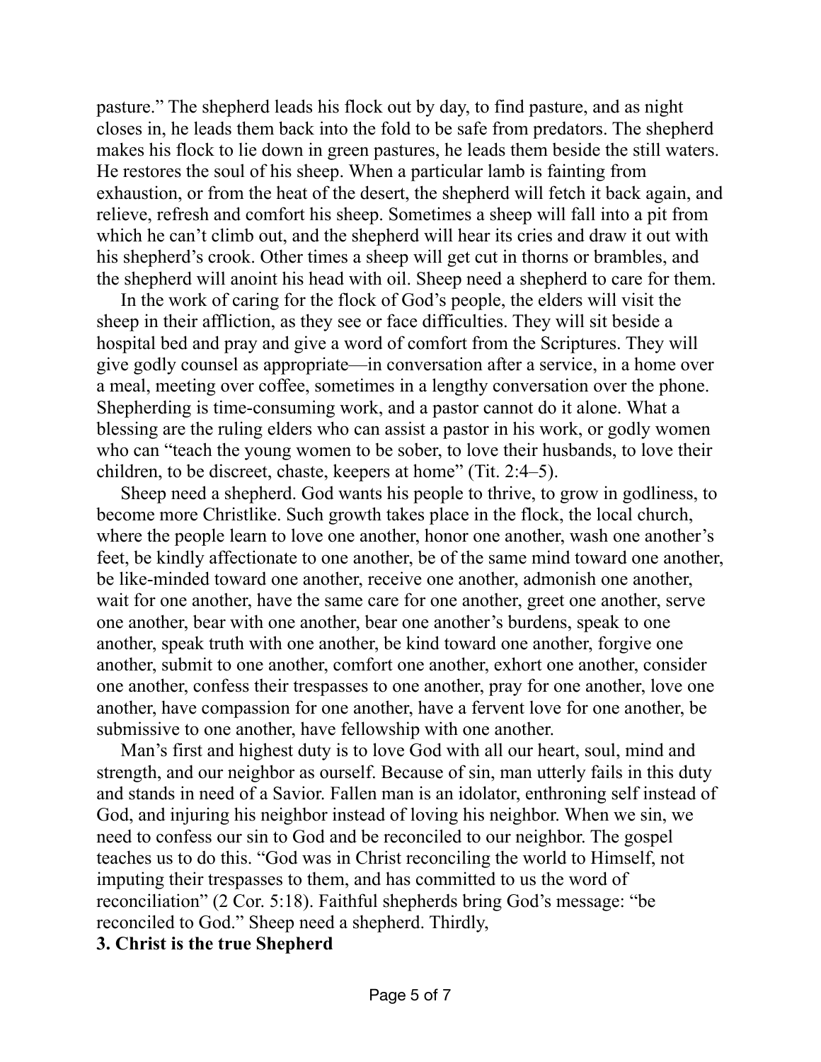pasture." The shepherd leads his flock out by day, to find pasture, and as night closes in, he leads them back into the fold to be safe from predators. The shepherd makes his flock to lie down in green pastures, he leads them beside the still waters. He restores the soul of his sheep. When a particular lamb is fainting from exhaustion, or from the heat of the desert, the shepherd will fetch it back again, and relieve, refresh and comfort his sheep. Sometimes a sheep will fall into a pit from which he can't climb out, and the shepherd will hear its cries and draw it out with his shepherd's crook. Other times a sheep will get cut in thorns or brambles, and the shepherd will anoint his head with oil. Sheep need a shepherd to care for them.

In the work of caring for the flock of God's people, the elders will visit the sheep in their affliction, as they see or face difficulties. They will sit beside a hospital bed and pray and give a word of comfort from the Scriptures. They will give godly counsel as appropriate—in conversation after a service, in a home over a meal, meeting over coffee, sometimes in a lengthy conversation over the phone. Shepherding is time-consuming work, and a pastor cannot do it alone. What a blessing are the ruling elders who can assist a pastor in his work, or godly women who can "teach the young women to be sober, to love their husbands, to love their children, to be discreet, chaste, keepers at home" (Tit. 2:4–5).

Sheep need a shepherd. God wants his people to thrive, to grow in godliness, to become more Christlike. Such growth takes place in the flock, the local church, where the people learn to love one another, honor one another, wash one another's feet, be kindly affectionate to one another, be of the same mind toward one another, be like-minded toward one another, receive one another, admonish one another, wait for one another, have the same care for one another, greet one another, serve one another, bear with one another, bear one another's burdens, speak to one another, speak truth with one another, be kind toward one another, forgive one another, submit to one another, comfort one another, exhort one another, consider one another, confess their trespasses to one another, pray for one another, love one another, have compassion for one another, have a fervent love for one another, be submissive to one another, have fellowship with one another.

Man's first and highest duty is to love God with all our heart, soul, mind and strength, and our neighbor as ourself. Because of sin, man utterly fails in this duty and stands in need of a Savior. Fallen man is an idolator, enthroning self instead of God, and injuring his neighbor instead of loving his neighbor. When we sin, we need to confess our sin to God and be reconciled to our neighbor. The gospel teaches us to do this. "God was in Christ reconciling the world to Himself, not imputing their trespasses to them, and has committed to us the word of reconciliation" (2 Cor. 5:18). Faithful shepherds bring God's message: "be reconciled to God." Sheep need a shepherd. Thirdly,

**3. Christ is the true Shepherd**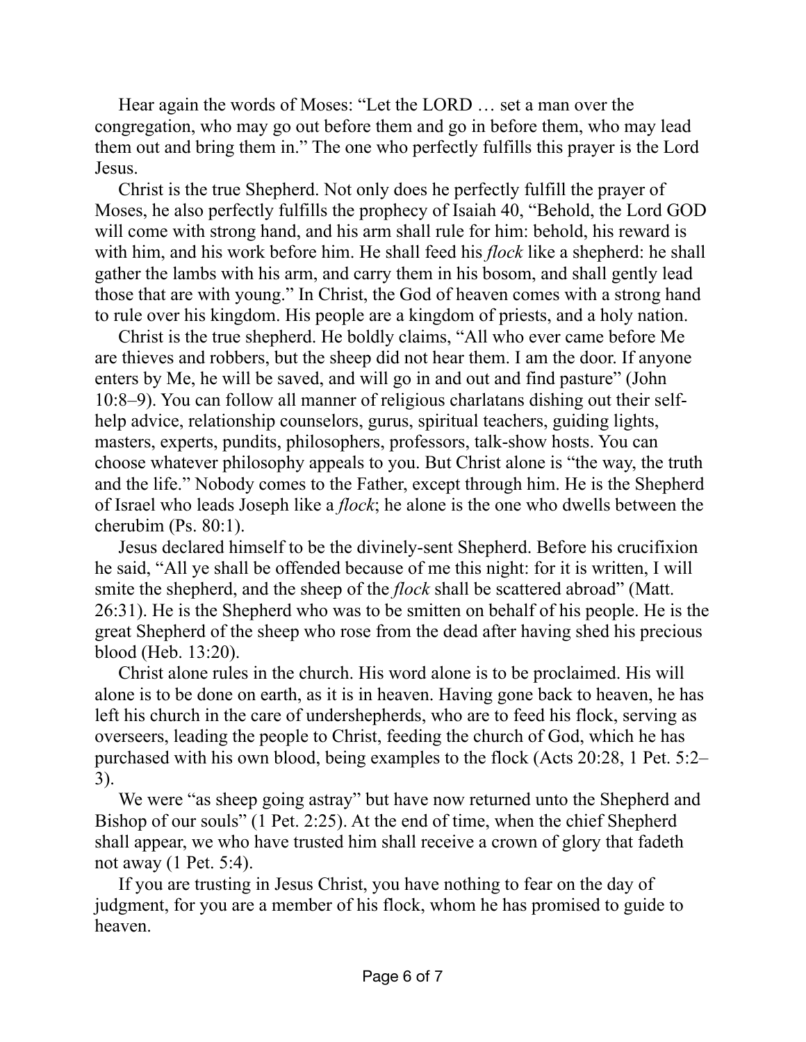Hear again the words of Moses: "Let the LORD … set a man over the congregation, who may go out before them and go in before them, who may lead them out and bring them in." The one who perfectly fulfills this prayer is the Lord Jesus.

Christ is the true Shepherd. Not only does he perfectly fulfill the prayer of Moses, he also perfectly fulfills the prophecy of Isaiah 40, "Behold, the Lord GOD will come with strong hand, and his arm shall rule for him: behold, his reward is with him, and his work before him. He shall feed his *flock* like a shepherd: he shall gather the lambs with his arm, and carry them in his bosom, and shall gently lead those that are with young." In Christ, the God of heaven comes with a strong hand to rule over his kingdom. His people are a kingdom of priests, and a holy nation.

Christ is the true shepherd. He boldly claims, "All who ever came before Me are thieves and robbers, but the sheep did not hear them. I am the door. If anyone enters by Me, he will be saved, and will go in and out and find pasture" (John 10:8–9). You can follow all manner of religious charlatans dishing out their self-help advice, relationship counselors, gurus, spiritual teachers, guiding lights, masters, experts, pundits, philosophers, professors, talk-show hosts. You can choose whatever philosophy appeals to you. But Christ alone is "the way, the truth and the life." Nobody comes to the Father, except through him. He is the Shepherd of Israel who leads Joseph like a *flock*; he alone is the one who dwells between the cherubim (Ps. 80:1).

Jesus declared himself to be the divinely-sent Shepherd. Before his crucifixion he said, "All ye shall be offended because of me this night: for it is written, I will smite the shepherd, and the sheep of the *flock* shall be scattered abroad" (Matt. 26:31). He is the Shepherd who was to be smitten on behalf of his people. He is the great Shepherd of the sheep who rose from the dead after having shed his precious blood (Heb. 13:20).

Christ alone rules in the church. His word alone is to be proclaimed. His will alone is to be done on earth, as it is in heaven. Having gone back to heaven, he has left his church in the care of undershepherds, who are to feed his flock, serving as overseers, leading the people to Christ, feeding the church of God, which he has purchased with his own blood, being examples to the flock (Acts 20:28, 1 Pet. 5:2–3).

We were "as sheep going astray" but have now returned unto the Shepherd and Bishop of our souls" (1 Pet. 2:25). At the end of time, when the chief Shepherd shall appear, we who have trusted him shall receive a crown of glory that fadeth not away (1 Pet. 5:4).

If you are trusting in Jesus Christ, you have nothing to fear on the day of judgment, for you are a member of his flock, whom he has promised to guide to heaven.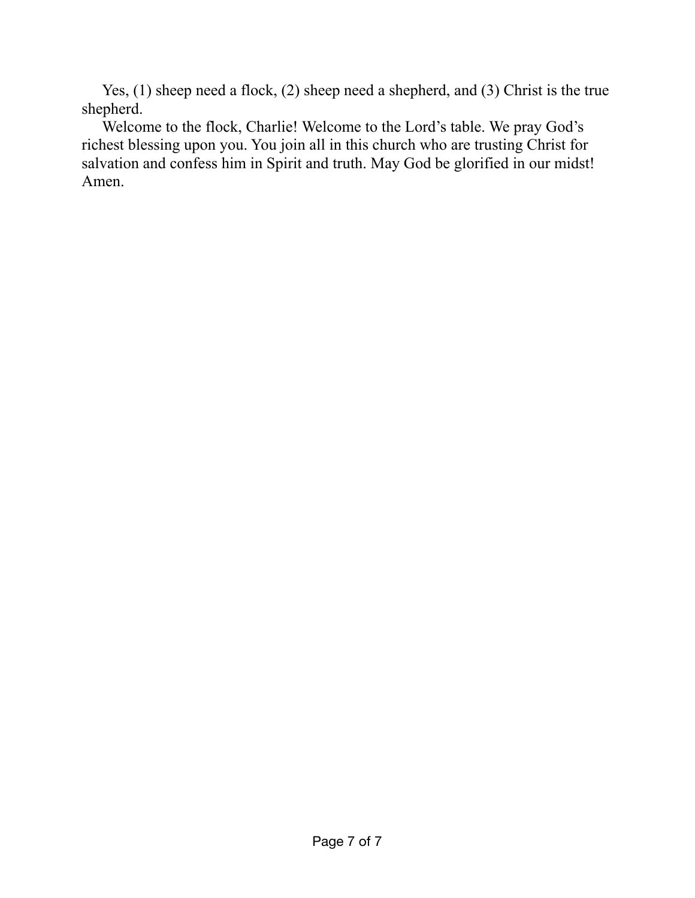Yes, (1) sheep need a flock, (2) sheep need a shepherd, and (3) Christ is the true shepherd.

Welcome to the flock, Charlie! Welcome to the Lord's table. We pray God's richest blessing upon you. You join all in this church who are trusting Christ for salvation and confess him in Spirit and truth. May God be glorified in our midst! Amen.